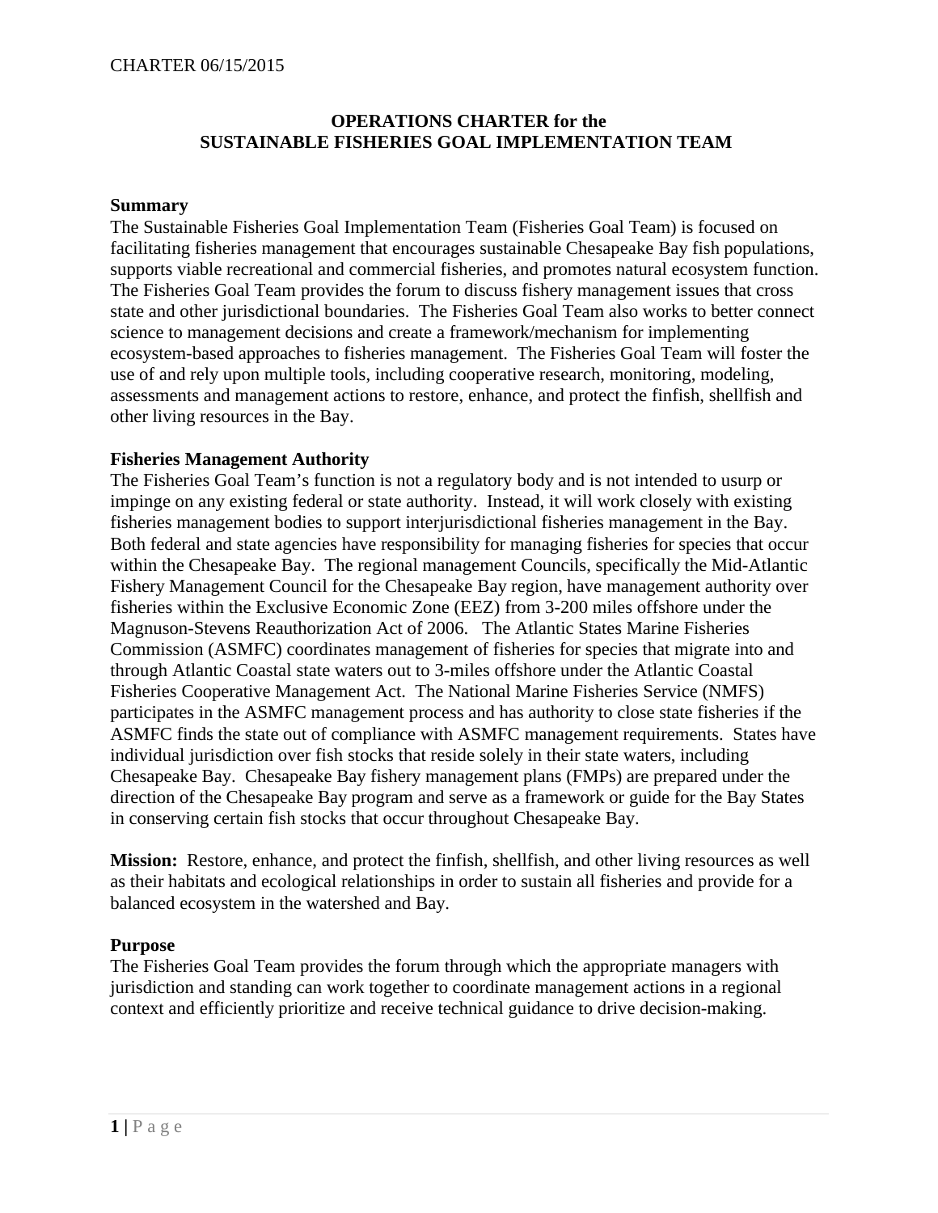# OPERATIONS CHARTER for the SUSTAINABLE FISHERIES GOAL IMPLEMENTATION TEAM

## Summary

The Sustainable Fisheries Goal Implementation Team (Fisheries Goal Team) is focused on facilitating fisheries management that encourages sustainable Chesapeake Bay fish populations, supports viable recreational and commercial fisheries, and promotes natural ecosystem function. The Fisheries Goal Team provides the forum to discuss fishery management issues that cross state and other jurisdictional boundaries. The Fisheries Goal Team also works to better connect science to management decisions and create a framework/mechanism for implementing ecosystem-based approaches to fisheries management. The Fisheries Goal Team will foster the use of and rely upon multiple tools, including cooperative research, monitoring, modeling, assessments and management actions to restore, enhance, and protect the finfish, shellfish and other living resources in the Bay.

## Fisheries Management Authority

The Fisheries Goal Team's function is not a regulatory body and is not intended to usurp or impinge on any existing federal or state authority. Instead, it will work closely with existing fisheries management bodies to support interjurisdictional fisheries management in the Bay. Both federal and state agencies have responsibility for managing fisheries for species that occur within the Chesapeake Bay. The regional management Councils, specifically the Mid-Atlantic Fishery Management Council for the Chesapeake Bay region, have management authority over fisheries within the Exclusive Economic Zone (EEZ) from 3-200 miles offshore under the Magnuson-Stevens Reauthorization Act of 2006. The Atlantic States Marine Fisheries Commission (ASMFC) coordinates management of fisheries for species that migrate into and through Atlantic Coastal state waters out to 3-miles offshore under the Atlantic Coastal Fisheries Cooperative Management Act. The National Marine Fisheries Service (NMFS) participates in the ASMFC management process and has authority to close state fisheries if the ASMFC finds the state out of compliance with ASMFC management requirements. States have individual jurisdiction over fish stocks that reside solely in their state waters, including Chesapeake Bay. Chesapeake Bay fishery management plans (FMPs) are prepared under the direction of the Chesapeake Bay program and serve as a framework or guide for the Bay States in conserving certain fish stocks that occur throughout Chesapeake Bay.

**Mission:** Restore, enhance, and protect the finfish, shellfish, and other living resources as well as their habitats and ecological relationships in order to sustain all fisheries and provide for a balanced ecosystem in the watershed and Bay.

## Purpose

The Fisheries Goal Team provides the forum through which the appropriate managers with jurisdiction and standing can work together to coordinate management actions in a regional context and efficiently prioritize and receive technical guidance to drive decision-making.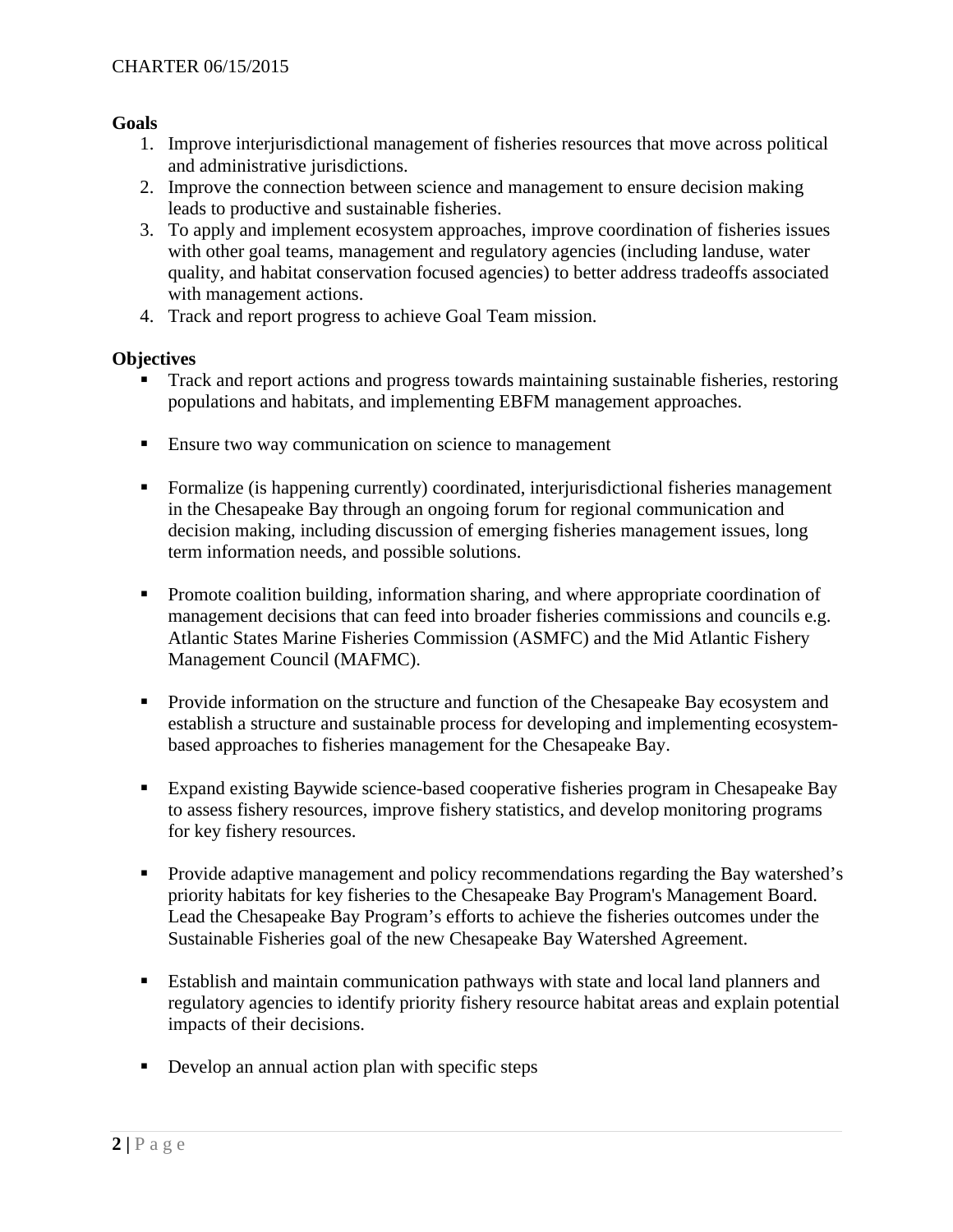**Goals**

1. Improve interjurisdictional management of fisheries resources that move across political and administrative jurisdictions.
2. Improve the connection between science and management to ensure decision making leads to productive and sustainable fisheries.
3. To apply and implement ecosystem approaches, improve coordination of fisheries issues with other goal teams, management and regulatory agencies (including landuse, water quality, and habitat conservation focused agencies) to better address tradeoffs associated with management actions.
4. Track and report progress to achieve Goal Team mission.

**Objectives**

- Track and report actions and progress towards maintaining sustainable fisheries, restoring populations and habitats, and implementing EBFM management approaches.

- Ensure two way communication on science to management

- Formalize (is happening currently) coordinated, interjurisdictional fisheries management in the Chesapeake Bay through an ongoing forum for regional communication and decision making, including discussion of emerging fisheries management issues, long term information needs, and possible solutions.

- Promote coalition building, information sharing, and where appropriate coordination of management decisions that can feed into broader fisheries commissions and councils e.g. Atlantic States Marine Fisheries Commission (ASMFC) and the Mid Atlantic Fishery Management Council (MAFMC).

- Provide information on the structure and function of the Chesapeake Bay ecosystem and establish a structure and sustainable process for developing and implementing ecosystem-based approaches to fisheries management for the Chesapeake Bay.

- Expand existing Baywide science-based cooperative fisheries program in Chesapeake Bay to assess fishery resources, improve fishery statistics, and develop monitoring programs for key fishery resources.

- Provide adaptive management and policy recommendations regarding the Bay watershed's priority habitats for key fisheries to the Chesapeake Bay Program's Management Board. Lead the Chesapeake Bay Program's efforts to achieve the fisheries outcomes under the Sustainable Fisheries goal of the new Chesapeake Bay Watershed Agreement.

- Establish and maintain communication pathways with state and local land planners and regulatory agencies to identify priority fishery resource habitat areas and explain potential impacts of their decisions.

- Develop an annual action plan with specific steps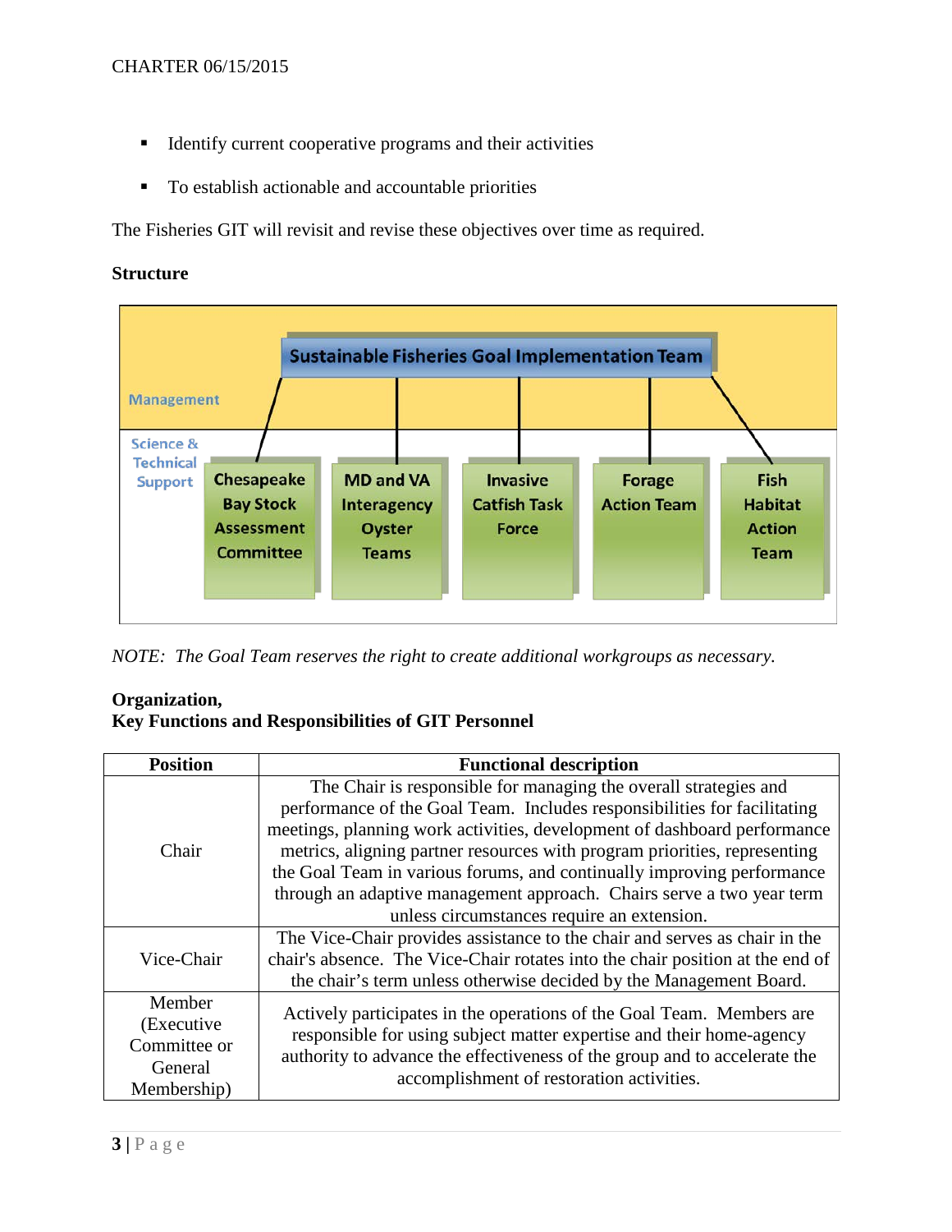- Identify current cooperative programs and their activities
- To establish actionable and accountable priorities

The Fisheries GIT will revisit and revise these objectives over time as required.

**Structure**

Management

Sustainable Fisheries Goal Implementation Team

Science & Technical Support

- Chesapeake Bay Stock Assessment Committee
- MD and VA Interagency Oyster Teams
- Invasive Catfish Task Force
- Forage Action Team
- Fish Habitat Action Team

*NOTE: The Goal Team reserves the right to create additional workgroups as necessary.*

**Organization,**
**Key Functions and Responsibilities of GIT Personnel**

| Position | Functional description |
| --- | --- |
| Chair | The Chair is responsible for managing the overall strategies and performance of the Goal Team. Includes responsibilities for facilitating meetings, planning work activities, development of dashboard performance metrics, aligning partner resources with program priorities, representing the Goal Team in various forums, and continually improving performance through an adaptive management approach. Chairs serve a two year term unless circumstances require an extension. |
| Vice-Chair | The Vice-Chair provides assistance to the chair and serves as chair in the chair's absence. The Vice-Chair rotates into the chair position at the end of the chair's term unless otherwise decided by the Management Board. |
| Member (Executive Committee or General Membership) | Actively participates in the operations of the Goal Team. Members are responsible for using subject matter expertise and their home-agency authority to advance the effectiveness of the group and to accelerate the accomplishment of restoration activities. |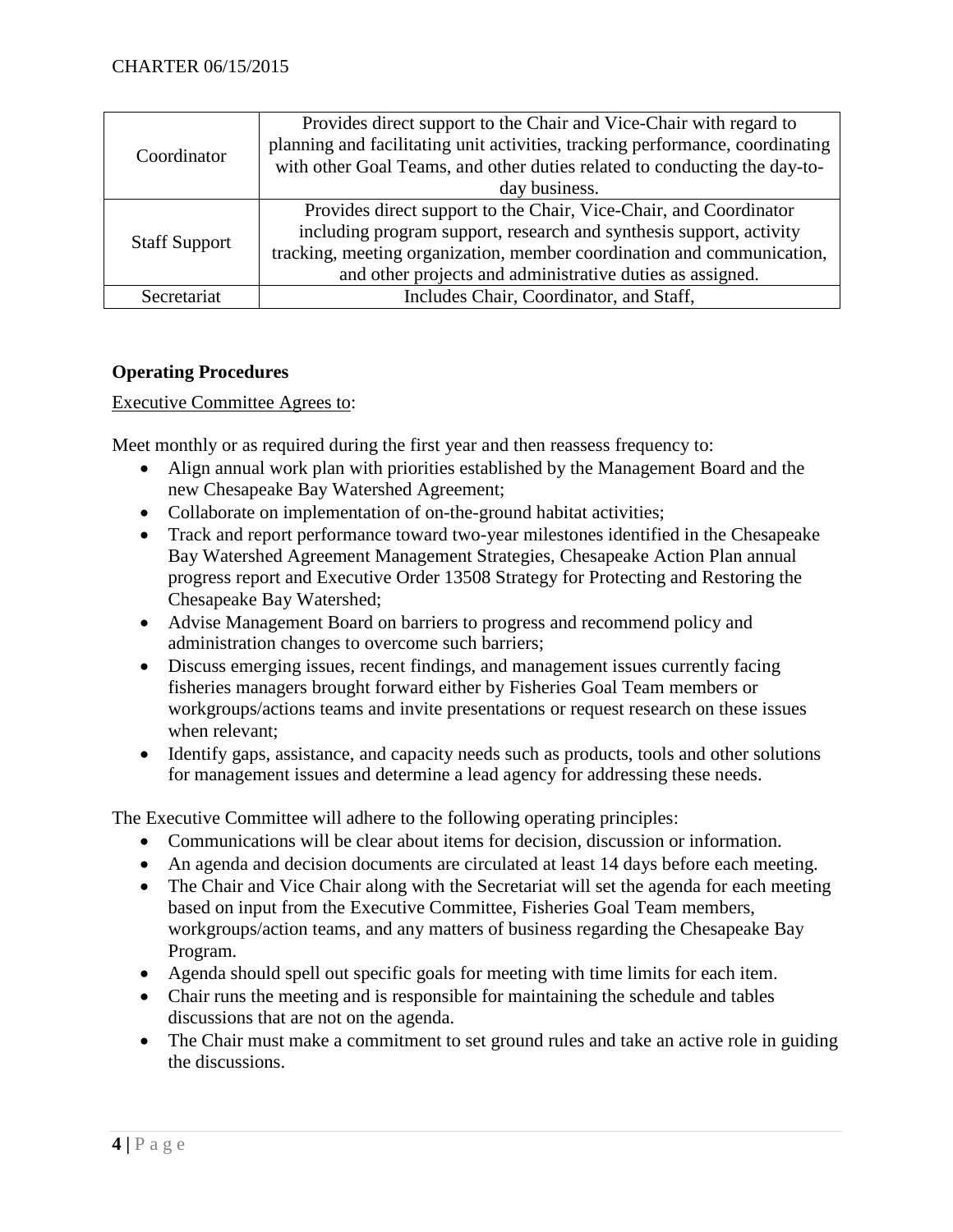| Coordinator | Provides direct support to the Chair and Vice-Chair with regard to planning and facilitating unit activities, tracking performance, coordinating with other Goal Teams, and other duties related to conducting the day-to-day business. |
|---|---|
| Staff Support | Provides direct support to the Chair, Vice-Chair, and Coordinator including program support, research and synthesis support, activity tracking, meeting organization, member coordination and communication, and other projects and administrative duties as assigned. |
| Secretariat | Includes Chair, Coordinator, and Staff, |

**Operating Procedures**

Executive Committee Agrees to:

Meet monthly or as required during the first year and then reassess frequency to:

- Align annual work plan with priorities established by the Management Board and the new Chesapeake Bay Watershed Agreement;
- Collaborate on implementation of on-the-ground habitat activities;
- Track and report performance toward two-year milestones identified in the Chesapeake Bay Watershed Agreement Management Strategies, Chesapeake Action Plan annual progress report and Executive Order 13508 Strategy for Protecting and Restoring the Chesapeake Bay Watershed;
- Advise Management Board on barriers to progress and recommend policy and administration changes to overcome such barriers;
- Discuss emerging issues, recent findings, and management issues currently facing fisheries managers brought forward either by Fisheries Goal Team members or workgroups/actions teams and invite presentations or request research on these issues when relevant;
- Identify gaps, assistance, and capacity needs such as products, tools and other solutions for management issues and determine a lead agency for addressing these needs.

The Executive Committee will adhere to the following operating principles:

- Communications will be clear about items for decision, discussion or information.
- An agenda and decision documents are circulated at least 14 days before each meeting.
- The Chair and Vice Chair along with the Secretariat will set the agenda for each meeting based on input from the Executive Committee, Fisheries Goal Team members, workgroups/action teams, and any matters of business regarding the Chesapeake Bay Program.
- Agenda should spell out specific goals for meeting with time limits for each item.
- Chair runs the meeting and is responsible for maintaining the schedule and tables discussions that are not on the agenda.
- The Chair must make a commitment to set ground rules and take an active role in guiding the discussions.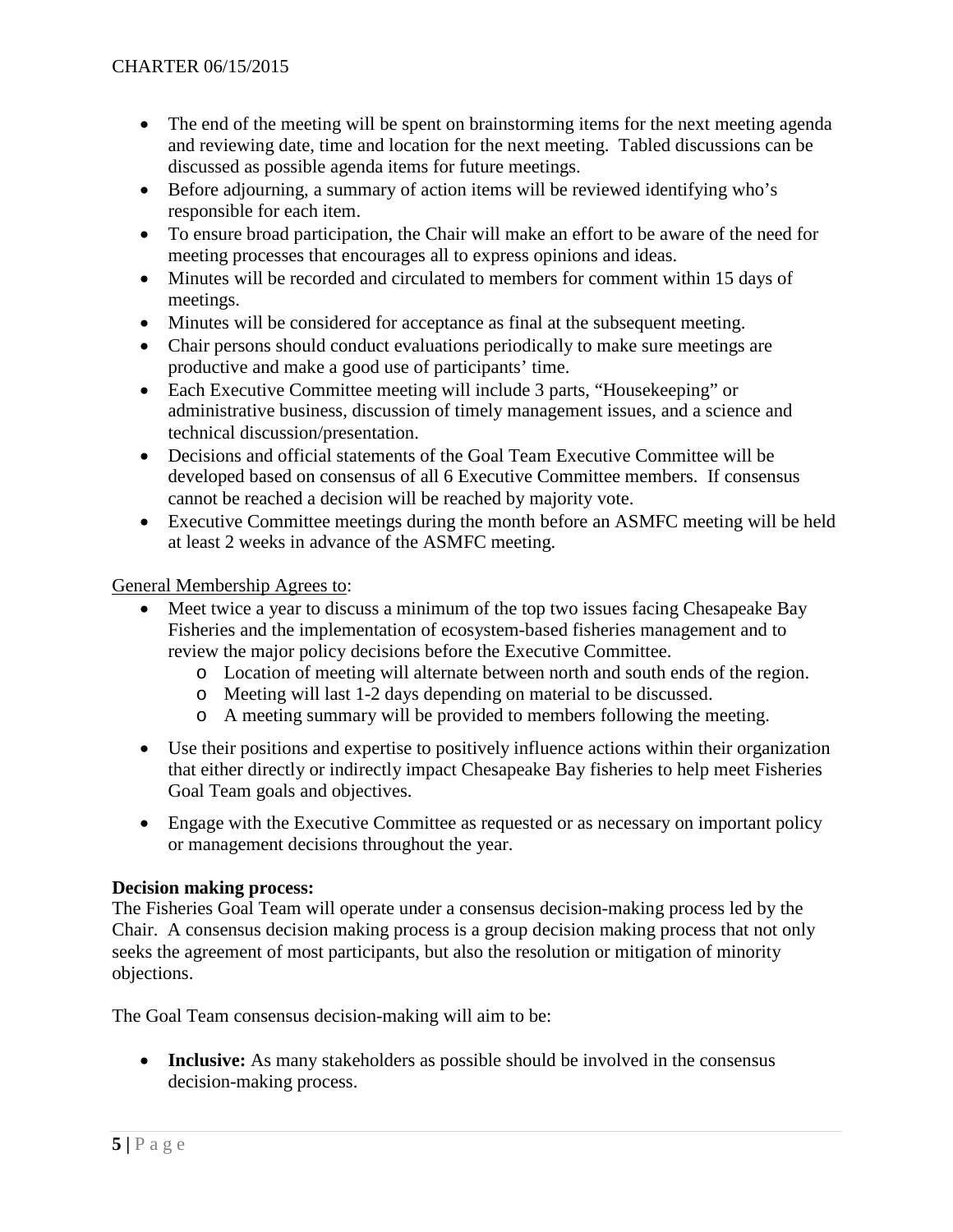- The end of the meeting will be spent on brainstorming items for the next meeting agenda and reviewing date, time and location for the next meeting. Tabled discussions can be discussed as possible agenda items for future meetings.
- Before adjourning, a summary of action items will be reviewed identifying who's responsible for each item.
- To ensure broad participation, the Chair will make an effort to be aware of the need for meeting processes that encourages all to express opinions and ideas.
- Minutes will be recorded and circulated to members for comment within 15 days of meetings.
- Minutes will be considered for acceptance as final at the subsequent meeting.
- Chair persons should conduct evaluations periodically to make sure meetings are productive and make a good use of participants' time.
- Each Executive Committee meeting will include 3 parts, "Housekeeping" or administrative business, discussion of timely management issues, and a science and technical discussion/presentation.
- Decisions and official statements of the Goal Team Executive Committee will be developed based on consensus of all 6 Executive Committee members. If consensus cannot be reached a decision will be reached by majority vote.
- Executive Committee meetings during the month before an ASMFC meeting will be held at least 2 weeks in advance of the ASMFC meeting.

General Membership Agrees to:

- Meet twice a year to discuss a minimum of the top two issues facing Chesapeake Bay Fisheries and the implementation of ecosystem-based fisheries management and to review the major policy decisions before the Executive Committee.
  - Location of meeting will alternate between north and south ends of the region.
  - Meeting will last 1-2 days depending on material to be discussed.
  - A meeting summary will be provided to members following the meeting.
- Use their positions and expertise to positively influence actions within their organization that either directly or indirectly impact Chesapeake Bay fisheries to help meet Fisheries Goal Team goals and objectives.
- Engage with the Executive Committee as requested or as necessary on important policy or management decisions throughout the year.

**Decision making process:**

The Fisheries Goal Team will operate under a consensus decision-making process led by the Chair. A consensus decision making process is a group decision making process that not only seeks the agreement of most participants, but also the resolution or mitigation of minority objections.

The Goal Team consensus decision-making will aim to be:

- **Inclusive:** As many stakeholders as possible should be involved in the consensus decision-making process.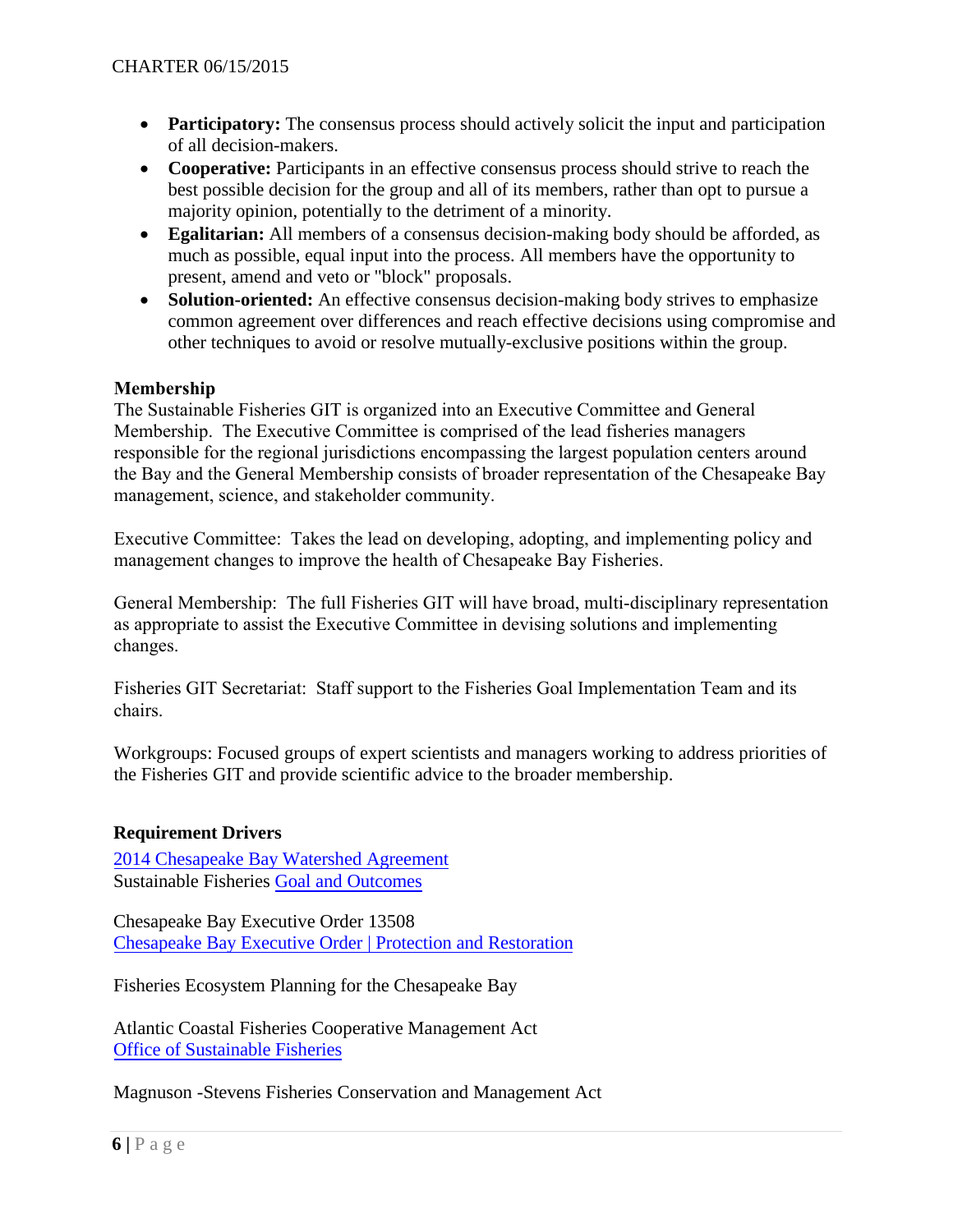- **Participatory:** The consensus process should actively solicit the input and participation of all decision-makers.
- **Cooperative:** Participants in an effective consensus process should strive to reach the best possible decision for the group and all of its members, rather than opt to pursue a majority opinion, potentially to the detriment of a minority.
- **Egalitarian:** All members of a consensus decision-making body should be afforded, as much as possible, equal input into the process. All members have the opportunity to present, amend and veto or "block" proposals.
- **Solution-oriented:** An effective consensus decision-making body strives to emphasize common agreement over differences and reach effective decisions using compromise and other techniques to avoid or resolve mutually-exclusive positions within the group.

**Membership**

The Sustainable Fisheries GIT is organized into an Executive Committee and General Membership. The Executive Committee is comprised of the lead fisheries managers responsible for the regional jurisdictions encompassing the largest population centers around the Bay and the General Membership consists of broader representation of the Chesapeake Bay management, science, and stakeholder community.

Executive Committee: Takes the lead on developing, adopting, and implementing policy and management changes to improve the health of Chesapeake Bay Fisheries.

General Membership: The full Fisheries GIT will have broad, multi-disciplinary representation as appropriate to assist the Executive Committee in devising solutions and implementing changes.

Fisheries GIT Secretariat: Staff support to the Fisheries Goal Implementation Team and its chairs.

Workgroups: Focused groups of expert scientists and managers working to address priorities of the Fisheries GIT and provide scientific advice to the broader membership.

**Requirement Drivers**

2014 Chesapeake Bay Watershed Agreement
Sustainable Fisheries Goal and Outcomes

Chesapeake Bay Executive Order 13508
Chesapeake Bay Executive Order | Protection and Restoration

Fisheries Ecosystem Planning for the Chesapeake Bay

Atlantic Coastal Fisheries Cooperative Management Act
Office of Sustainable Fisheries

Magnuson -Stevens Fisheries Conservation and Management Act